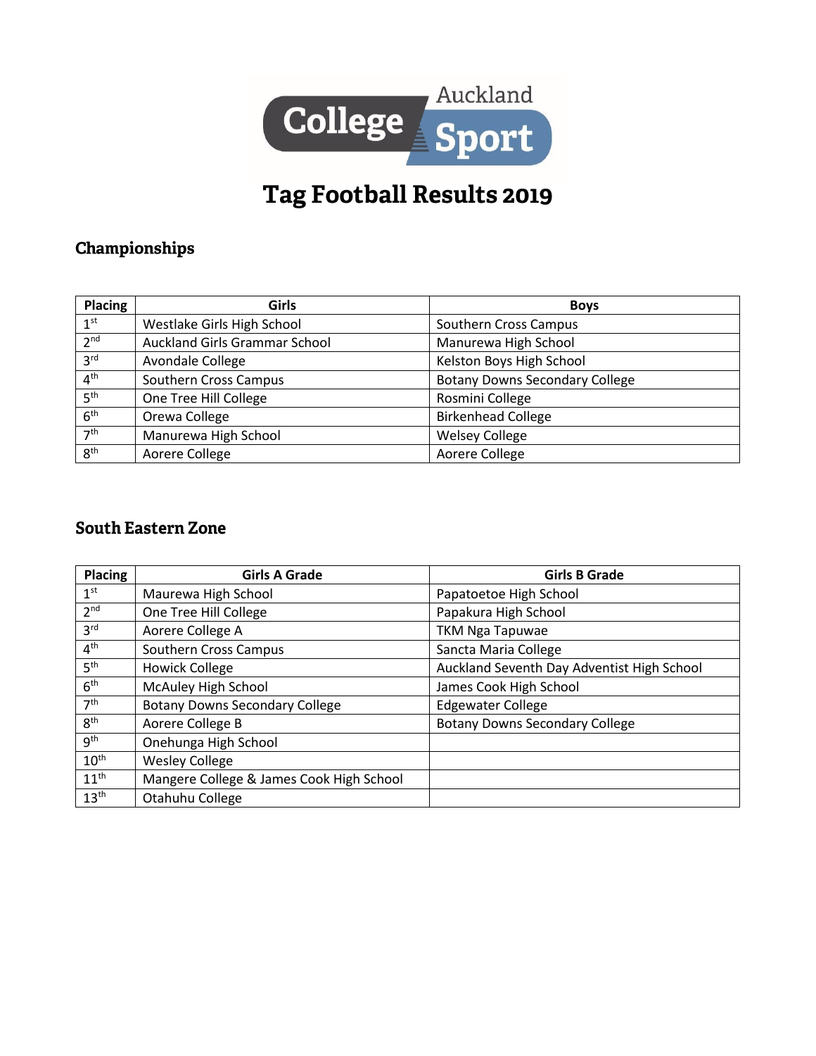Auckland College Sport

# Tag Football Results 2019

## Championships

| Placing | Girls | Boys |
|---|---|---|
| 1st | Westlake Girls High School | Southern Cross Campus |
| 2nd | Auckland Girls Grammar School | Manurewa High School |
| 3rd | Avondale College | Kelston Boys High School |
| 4th | Southern Cross Campus | Botany Downs Secondary College |
| 5th | One Tree Hill College | Rosmini College |
| 6th | Orewa College | Birkenhead College |
| 7th | Manurewa High School | Welsey College |
| 8th | Aorere College | Aorere College |

## South Eastern Zone

| Placing | Girls A Grade | Girls B Grade |
|---|---|---|
| 1st | Maurewa High School | Papatoetoe High School |
| 2nd | One Tree Hill College | Papakura High School |
| 3rd | Aorere College A | TKM Nga Tapuwae |
| 4th | Southern Cross Campus | Sancta Maria College |
| 5th | Howick College | Auckland Seventh Day Adventist High School |
| 6th | McAuley High School | James Cook High School |
| 7th | Botany Downs Secondary College | Edgewater College |
| 8th | Aorere College B | Botany Downs Secondary College |
| 9th | Onehunga High School | |
| 10th | Wesley College | |
| 11th | Mangere College & James Cook High School | |
| 13th | Otahuhu College | |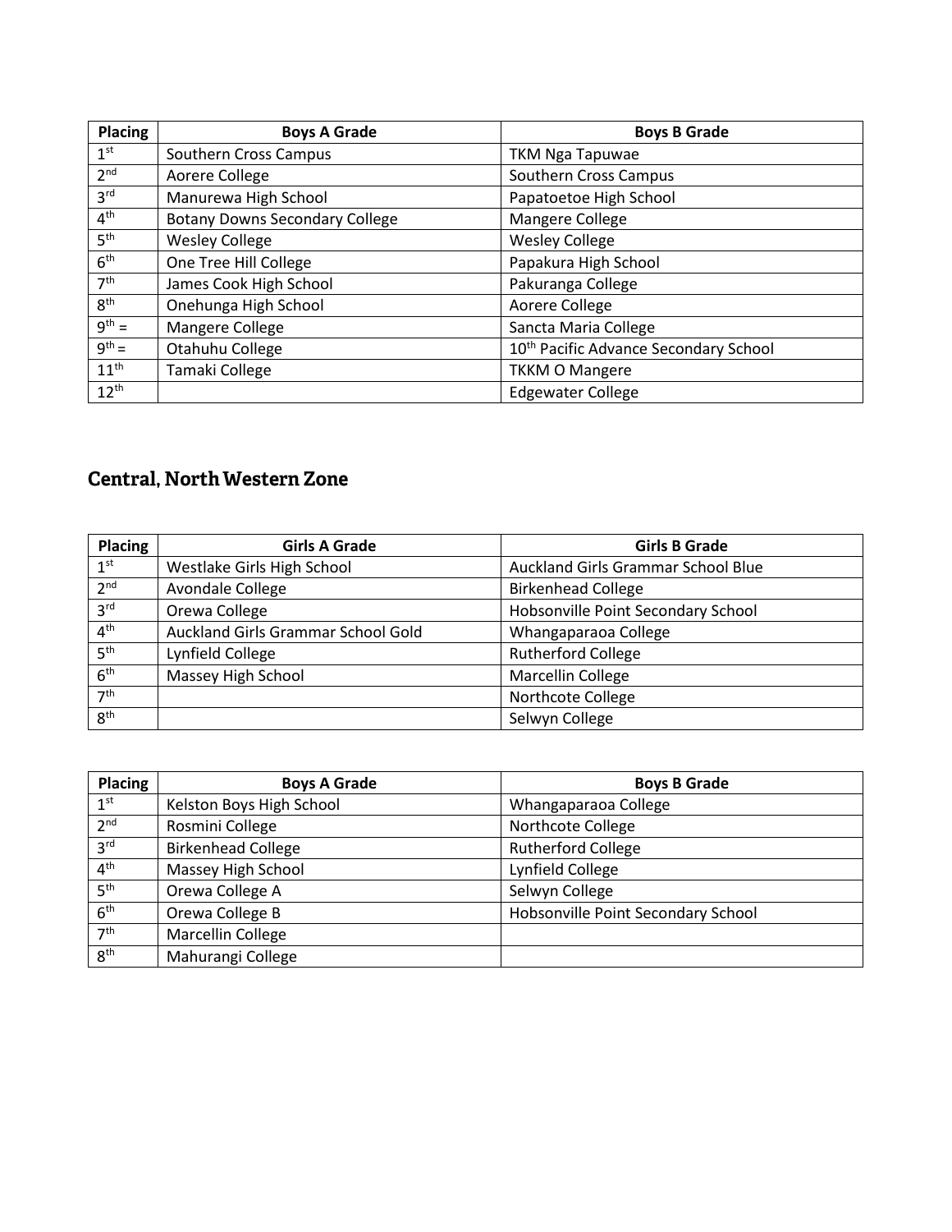| Placing | Boys A Grade | Boys B Grade |
|---|---|---|
| 1st | Southern Cross Campus | TKM Nga Tapuwae |
| 2nd | Aorere College | Southern Cross Campus |
| 3rd | Manurewa High School | Papatoetoe High School |
| 4th | Botany Downs Secondary College | Mangere College |
| 5th | Wesley College | Wesley College |
| 6th | One Tree Hill College | Papakura High School |
| 7th | James Cook High School | Pakuranga College |
| 8th | Onehunga High School | Aorere College |
| 9th = | Mangere College | Sancta Maria College |
| 9th = | Otahuhu College | 10th Pacific Advance Secondary School |
| 11th | Tamaki College | TKKM O Mangere |
| 12th | | Edgewater College |

## Central, North Western Zone

| Placing | Girls A Grade | Girls B Grade |
|---|---|---|
| 1st | Westlake Girls High School | Auckland Girls Grammar School Blue |
| 2nd | Avondale College | Birkenhead College |
| 3rd | Orewa College | Hobsonville Point Secondary School |
| 4th | Auckland Girls Grammar School Gold | Whangaparaoa College |
| 5th | Lynfield College | Rutherford College |
| 6th | Massey High School | Marcellin College |
| 7th | | Northcote College |
| 8th | | Selwyn College |

| Placing | Boys A Grade | Boys B Grade |
|---|---|---|
| 1st | Kelston Boys High School | Whangaparaoa College |
| 2nd | Rosmini College | Northcote College |
| 3rd | Birkenhead College | Rutherford College |
| 4th | Massey High School | Lynfield College |
| 5th | Orewa College A | Selwyn College |
| 6th | Orewa College B | Hobsonville Point Secondary School |
| 7th | Marcellin College | |
| 8th | Mahurangi College | |